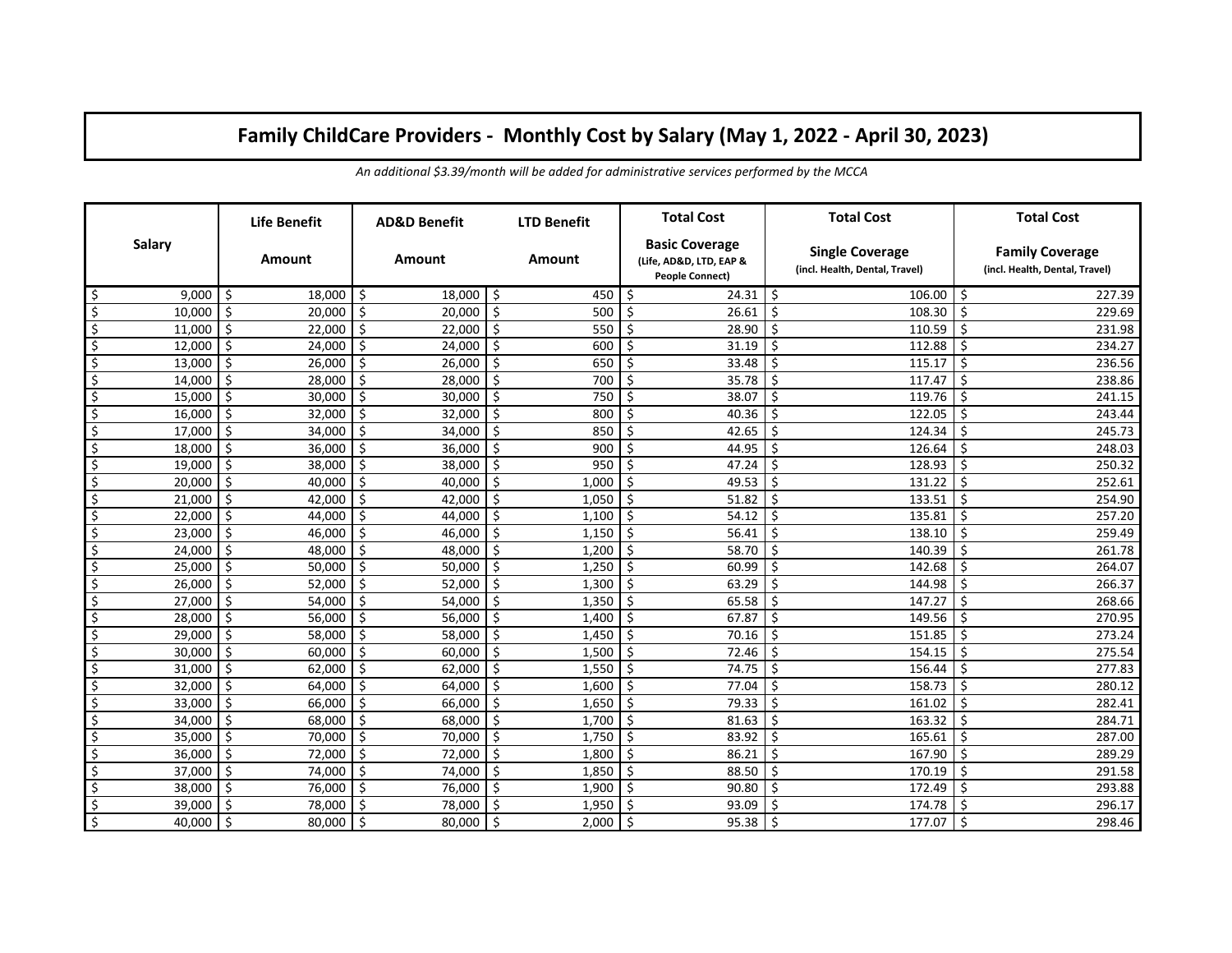# Family ChildCare Providers - Monthly Cost by Salary (May 1, 2022 - April 30, 2023)

*An additional $3.39/month will be added for administrative services performed by the MCCA*

| Salary | Life Benefit Amount | AD&D Benefit Amount | LTD Benefit Amount | Total Cost Basic Coverage (Life, AD&D, LTD, EAP & People Connect) | Total Cost Single Coverage (incl. Health, Dental, Travel) | Total Cost Family Coverage (incl. Health, Dental, Travel) |
|---|---|---|---|---|---|---|
| $ 9,000 | $ 18,000 | $ 18,000 | $ 450 | $ 24.31 | $ 106.00 | $ 227.39 |
| $ 10,000 | $ 20,000 | $ 20,000 | $ 500 | $ 26.61 | $ 108.30 | $ 229.69 |
| $ 11,000 | $ 22,000 | $ 22,000 | $ 550 | $ 28.90 | $ 110.59 | $ 231.98 |
| $ 12,000 | $ 24,000 | $ 24,000 | $ 600 | $ 31.19 | $ 112.88 | $ 234.27 |
| $ 13,000 | $ 26,000 | $ 26,000 | $ 650 | $ 33.48 | $ 115.17 | $ 236.56 |
| $ 14,000 | $ 28,000 | $ 28,000 | $ 700 | $ 35.78 | $ 117.47 | $ 238.86 |
| $ 15,000 | $ 30,000 | $ 30,000 | $ 750 | $ 38.07 | $ 119.76 | $ 241.15 |
| $ 16,000 | $ 32,000 | $ 32,000 | $ 800 | $ 40.36 | $ 122.05 | $ 243.44 |
| $ 17,000 | $ 34,000 | $ 34,000 | $ 850 | $ 42.65 | $ 124.34 | $ 245.73 |
| $ 18,000 | $ 36,000 | $ 36,000 | $ 900 | $ 44.95 | $ 126.64 | $ 248.03 |
| $ 19,000 | $ 38,000 | $ 38,000 | $ 950 | $ 47.24 | $ 128.93 | $ 250.32 |
| $ 20,000 | $ 40,000 | $ 40,000 | $ 1,000 | $ 49.53 | $ 131.22 | $ 252.61 |
| $ 21,000 | $ 42,000 | $ 42,000 | $ 1,050 | $ 51.82 | $ 133.51 | $ 254.90 |
| $ 22,000 | $ 44,000 | $ 44,000 | $ 1,100 | $ 54.12 | $ 135.81 | $ 257.20 |
| $ 23,000 | $ 46,000 | $ 46,000 | $ 1,150 | $ 56.41 | $ 138.10 | $ 259.49 |
| $ 24,000 | $ 48,000 | $ 48,000 | $ 1,200 | $ 58.70 | $ 140.39 | $ 261.78 |
| $ 25,000 | $ 50,000 | $ 50,000 | $ 1,250 | $ 60.99 | $ 142.68 | $ 264.07 |
| $ 26,000 | $ 52,000 | $ 52,000 | $ 1,300 | $ 63.29 | $ 144.98 | $ 266.37 |
| $ 27,000 | $ 54,000 | $ 54,000 | $ 1,350 | $ 65.58 | $ 147.27 | $ 268.66 |
| $ 28,000 | $ 56,000 | $ 56,000 | $ 1,400 | $ 67.87 | $ 149.56 | $ 270.95 |
| $ 29,000 | $ 58,000 | $ 58,000 | $ 1,450 | $ 70.16 | $ 151.85 | $ 273.24 |
| $ 30,000 | $ 60,000 | $ 60,000 | $ 1,500 | $ 72.46 | $ 154.15 | $ 275.54 |
| $ 31,000 | $ 62,000 | $ 62,000 | $ 1,550 | $ 74.75 | $ 156.44 | $ 277.83 |
| $ 32,000 | $ 64,000 | $ 64,000 | $ 1,600 | $ 77.04 | $ 158.73 | $ 280.12 |
| $ 33,000 | $ 66,000 | $ 66,000 | $ 1,650 | $ 79.33 | $ 161.02 | $ 282.41 |
| $ 34,000 | $ 68,000 | $ 68,000 | $ 1,700 | $ 81.63 | $ 163.32 | $ 284.71 |
| $ 35,000 | $ 70,000 | $ 70,000 | $ 1,750 | $ 83.92 | $ 165.61 | $ 287.00 |
| $ 36,000 | $ 72,000 | $ 72,000 | $ 1,800 | $ 86.21 | $ 167.90 | $ 289.29 |
| $ 37,000 | $ 74,000 | $ 74,000 | $ 1,850 | $ 88.50 | $ 170.19 | $ 291.58 |
| $ 38,000 | $ 76,000 | $ 76,000 | $ 1,900 | $ 90.80 | $ 172.49 | $ 293.88 |
| $ 39,000 | $ 78,000 | $ 78,000 | $ 1,950 | $ 93.09 | $ 174.78 | $ 296.17 |
| $ 40,000 | $ 80,000 | $ 80,000 | $ 2,000 | $ 95.38 | $ 177.07 | $ 298.46 |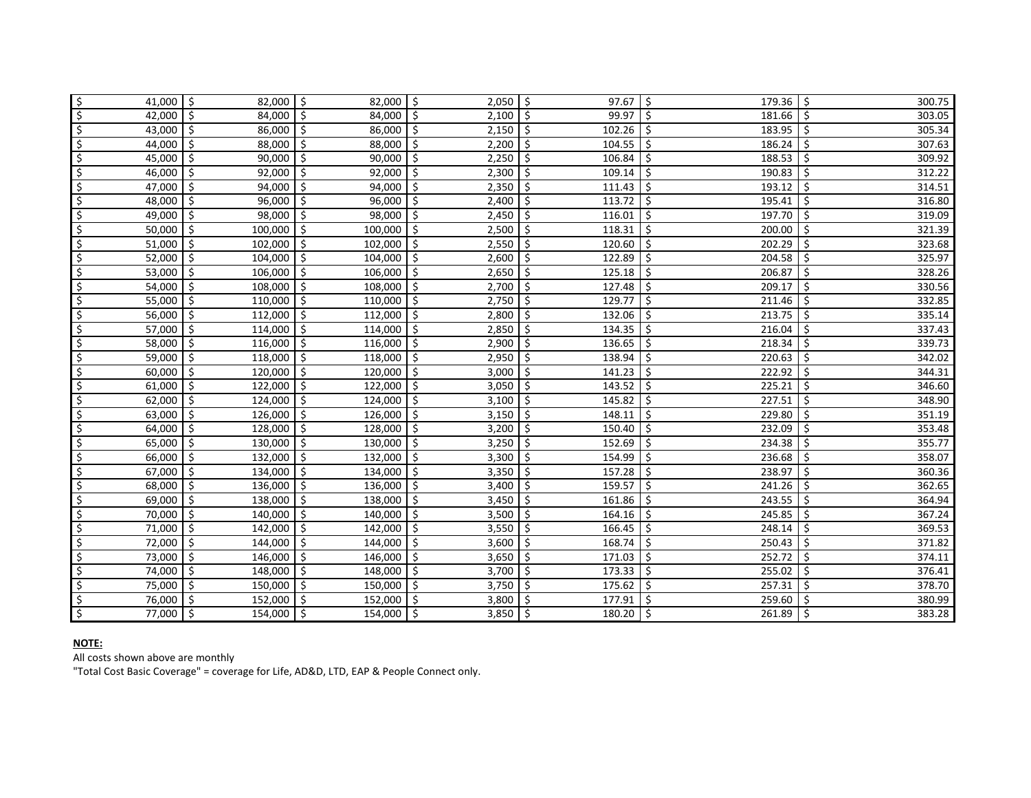| | | | | | | |
|---|---|---|---|---|---|---|
| $ 41,000 | $ 82,000 | $ 82,000 | $ 2,050 | $ 97.67 | $ 179.36 | $ 300.75 |
| $ 42,000 | $ 84,000 | $ 84,000 | $ 2,100 | $ 99.97 | $ 181.66 | $ 303.05 |
| $ 43,000 | $ 86,000 | $ 86,000 | $ 2,150 | $ 102.26 | $ 183.95 | $ 305.34 |
| $ 44,000 | $ 88,000 | $ 88,000 | $ 2,200 | $ 104.55 | $ 186.24 | $ 307.63 |
| $ 45,000 | $ 90,000 | $ 90,000 | $ 2,250 | $ 106.84 | $ 188.53 | $ 309.92 |
| $ 46,000 | $ 92,000 | $ 92,000 | $ 2,300 | $ 109.14 | $ 190.83 | $ 312.22 |
| $ 47,000 | $ 94,000 | $ 94,000 | $ 2,350 | $ 111.43 | $ 193.12 | $ 314.51 |
| $ 48,000 | $ 96,000 | $ 96,000 | $ 2,400 | $ 113.72 | $ 195.41 | $ 316.80 |
| $ 49,000 | $ 98,000 | $ 98,000 | $ 2,450 | $ 116.01 | $ 197.70 | $ 319.09 |
| $ 50,000 | $ 100,000 | $ 100,000 | $ 2,500 | $ 118.31 | $ 200.00 | $ 321.39 |
| $ 51,000 | $ 102,000 | $ 102,000 | $ 2,550 | $ 120.60 | $ 202.29 | $ 323.68 |
| $ 52,000 | $ 104,000 | $ 104,000 | $ 2,600 | $ 122.89 | $ 204.58 | $ 325.97 |
| $ 53,000 | $ 106,000 | $ 106,000 | $ 2,650 | $ 125.18 | $ 206.87 | $ 328.26 |
| $ 54,000 | $ 108,000 | $ 108,000 | $ 2,700 | $ 127.48 | $ 209.17 | $ 330.56 |
| $ 55,000 | $ 110,000 | $ 110,000 | $ 2,750 | $ 129.77 | $ 211.46 | $ 332.85 |
| $ 56,000 | $ 112,000 | $ 112,000 | $ 2,800 | $ 132.06 | $ 213.75 | $ 335.14 |
| $ 57,000 | $ 114,000 | $ 114,000 | $ 2,850 | $ 134.35 | $ 216.04 | $ 337.43 |
| $ 58,000 | $ 116,000 | $ 116,000 | $ 2,900 | $ 136.65 | $ 218.34 | $ 339.73 |
| $ 59,000 | $ 118,000 | $ 118,000 | $ 2,950 | $ 138.94 | $ 220.63 | $ 342.02 |
| $ 60,000 | $ 120,000 | $ 120,000 | $ 3,000 | $ 141.23 | $ 222.92 | $ 344.31 |
| $ 61,000 | $ 122,000 | $ 122,000 | $ 3,050 | $ 143.52 | $ 225.21 | $ 346.60 |
| $ 62,000 | $ 124,000 | $ 124,000 | $ 3,100 | $ 145.82 | $ 227.51 | $ 348.90 |
| $ 63,000 | $ 126,000 | $ 126,000 | $ 3,150 | $ 148.11 | $ 229.80 | $ 351.19 |
| $ 64,000 | $ 128,000 | $ 128,000 | $ 3,200 | $ 150.40 | $ 232.09 | $ 353.48 |
| $ 65,000 | $ 130,000 | $ 130,000 | $ 3,250 | $ 152.69 | $ 234.38 | $ 355.77 |
| $ 66,000 | $ 132,000 | $ 132,000 | $ 3,300 | $ 154.99 | $ 236.68 | $ 358.07 |
| $ 67,000 | $ 134,000 | $ 134,000 | $ 3,350 | $ 157.28 | $ 238.97 | $ 360.36 |
| $ 68,000 | $ 136,000 | $ 136,000 | $ 3,400 | $ 159.57 | $ 241.26 | $ 362.65 |
| $ 69,000 | $ 138,000 | $ 138,000 | $ 3,450 | $ 161.86 | $ 243.55 | $ 364.94 |
| $ 70,000 | $ 140,000 | $ 140,000 | $ 3,500 | $ 164.16 | $ 245.85 | $ 367.24 |
| $ 71,000 | $ 142,000 | $ 142,000 | $ 3,550 | $ 166.45 | $ 248.14 | $ 369.53 |
| $ 72,000 | $ 144,000 | $ 144,000 | $ 3,600 | $ 168.74 | $ 250.43 | $ 371.82 |
| $ 73,000 | $ 146,000 | $ 146,000 | $ 3,650 | $ 171.03 | $ 252.72 | $ 374.11 |
| $ 74,000 | $ 148,000 | $ 148,000 | $ 3,700 | $ 173.33 | $ 255.02 | $ 376.41 |
| $ 75,000 | $ 150,000 | $ 150,000 | $ 3,750 | $ 175.62 | $ 257.31 | $ 378.70 |
| $ 76,000 | $ 152,000 | $ 152,000 | $ 3,800 | $ 177.91 | $ 259.60 | $ 380.99 |
| $ 77,000 | $ 154,000 | $ 154,000 | $ 3,850 | $ 180.20 | $ 261.89 | $ 383.28 |

**NOTE:**

All costs shown above are monthly

"Total Cost Basic Coverage" = coverage for Life, AD&D, LTD, EAP & People Connect only.